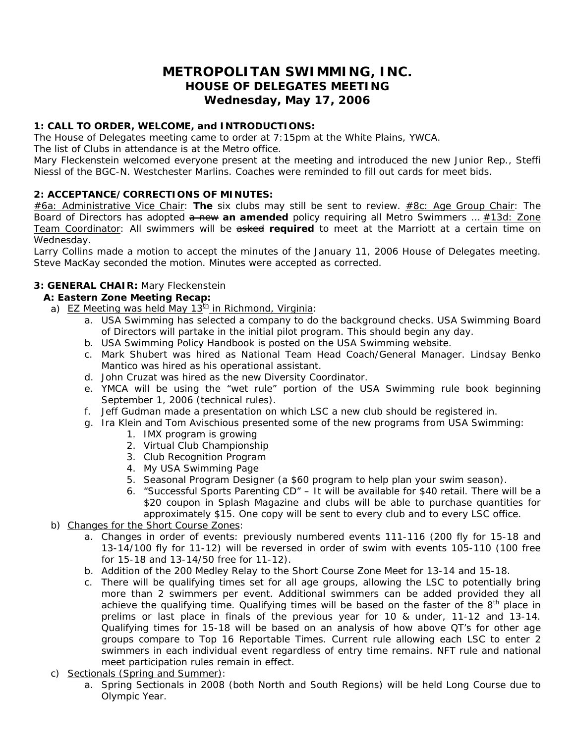# METROPOLITAN SWIMMING, INC.
## HOUSE OF DELEGATES MEETING
## Wednesday, May 17, 2006

**1: CALL TO ORDER, WELCOME, and INTRODUCTIONS:**

The House of Delegates meeting came to order at 7:15pm at the White Plains, YWCA.

The list of Clubs in attendance is at the Metro office.

Mary Fleckenstein welcomed everyone present at the meeting and introduced the new Junior Rep., Steffi Niessl of the BGC-N. Westchester Marlins. Coaches were reminded to fill out cards for meet bids.

**2: ACCEPTANCE/CORRECTIONS OF MINUTES:**

#6a: Administrative Vice Chair: **The** six clubs may still be sent to review. #8c: Age Group Chair: The Board of Directors has adopted ~~a new~~ **an amended** policy requiring all Metro Swimmers … #13d: Zone Team Coordinator: All swimmers will be ~~asked~~ **required** to meet at the Marriott at a certain time on Wednesday.

Larry Collins made a motion to accept the minutes of the January 11, 2006 House of Delegates meeting. Steve MacKay seconded the motion. Minutes were accepted as corrected.

**3: GENERAL CHAIR:** Mary Fleckenstein

**A: Eastern Zone Meeting Recap:**

a) EZ Meeting was held May 13th in Richmond, Virginia:
   a. USA Swimming has selected a company to do the background checks. USA Swimming Board of Directors will partake in the initial pilot program. This should begin any day.
   b. USA Swimming Policy Handbook is posted on the USA Swimming website.
   c. Mark Shubert was hired as National Team Head Coach/General Manager. Lindsay Benko Mantico was hired as his operational assistant.
   d. John Cruzat was hired as the new Diversity Coordinator.
   e. YMCA will be using the "wet rule" portion of the USA Swimming rule book beginning September 1, 2006 (technical rules).
   f. Jeff Gudman made a presentation on which LSC a new club should be registered in.
   g. Ira Klein and Tom Avischious presented some of the new programs from USA Swimming:
      1. IMX program is growing
      2. Virtual Club Championship
      3. Club Recognition Program
      4. My USA Swimming Page
      5. Seasonal Program Designer (a $60 program to help plan your swim season).
      6. "Successful Sports Parenting CD" – It will be available for $40 retail. There will be a $20 coupon in Splash Magazine and clubs will be able to purchase quantities for approximately $15. One copy will be sent to every club and to every LSC office.

b) Changes for the Short Course Zones:
   a. Changes in order of events: previously numbered events 111-116 (200 fly for 15-18 and 13-14/100 fly for 11-12) will be reversed in order of swim with events 105-110 (100 free for 15-18 and 13-14/50 free for 11-12).
   b. Addition of the 200 Medley Relay to the Short Course Zone Meet for 13-14 and 15-18.
   c. There will be qualifying times set for all age groups, allowing the LSC to potentially bring more than 2 swimmers per event. Additional swimmers can be added provided they all achieve the qualifying time. Qualifying times will be based on the faster of the 8th place in prelims or last place in finals of the previous year for 10 & under, 11-12 and 13-14. Qualifying times for 15-18 will be based on an analysis of how above QT's for other age groups compare to Top 16 Reportable Times. Current rule allowing each LSC to enter 2 swimmers in each individual event regardless of entry time remains. NFT rule and national meet participation rules remain in effect.

c) Sectionals (Spring and Summer):
   a. Spring Sectionals in 2008 (both North and South Regions) will be held Long Course due to Olympic Year.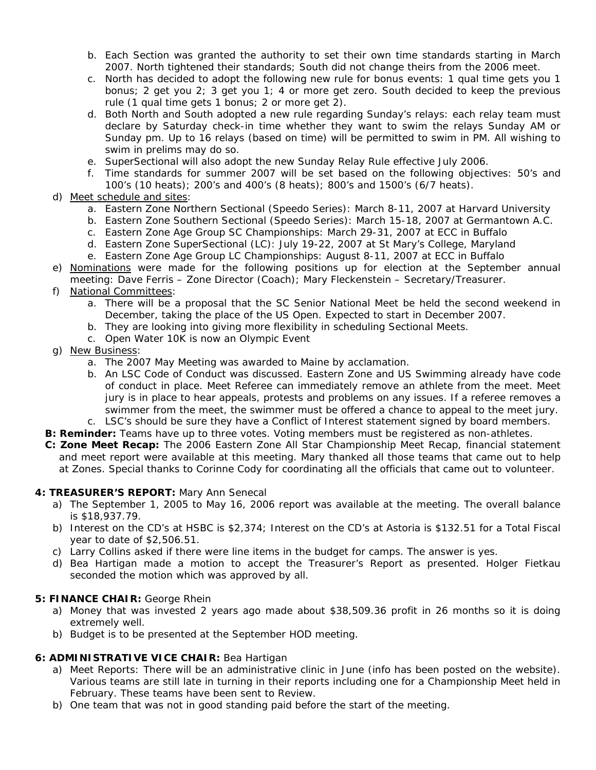b. Each Section was granted the authority to set their own time standards starting in March 2007. North tightened their standards; South did not change theirs from the 2006 meet.
   c. North has decided to adopt the following new rule for bonus events: 1 qual time gets you 1 bonus; 2 get you 2; 3 get you 1; 4 or more get zero. South decided to keep the previous rule (1 qual time gets 1 bonus; 2 or more get 2).
   d. Both North and South adopted a new rule regarding Sunday's relays: each relay team must declare by Saturday check-in time whether they want to swim the relays Sunday AM or Sunday pm. Up to 16 relays (based on time) will be permitted to swim in PM. All wishing to swim in prelims may do so.
   e. SuperSectional will also adopt the new Sunday Relay Rule effective July 2006.
   f. Time standards for summer 2007 will be set based on the following objectives: 50's and 100's (10 heats); 200's and 400's (8 heats); 800's and 1500's (6/7 heats).

d) Meet schedule and sites:
   a. Eastern Zone Northern Sectional (Speedo Series): March 8-11, 2007 at Harvard University
   b. Eastern Zone Southern Sectional (Speedo Series): March 15-18, 2007 at Germantown A.C.
   c. Eastern Zone Age Group SC Championships: March 29-31, 2007 at ECC in Buffalo
   d. Eastern Zone SuperSectional (LC): July 19-22, 2007 at St Mary's College, Maryland
   e. Eastern Zone Age Group LC Championships: August 8-11, 2007 at ECC in Buffalo

e) Nominations were made for the following positions up for election at the September annual meeting: Dave Ferris – Zone Director (Coach); Mary Fleckenstein – Secretary/Treasurer.

f) National Committees:
   a. There will be a proposal that the SC Senior National Meet be held the second weekend in December, taking the place of the US Open. Expected to start in December 2007.
   b. They are looking into giving more flexibility in scheduling Sectional Meets.
   c. Open Water 10K is now an Olympic Event

g) New Business:
   a. The 2007 May Meeting was awarded to Maine by acclamation.
   b. An LSC Code of Conduct was discussed. Eastern Zone and US Swimming already have code of conduct in place. Meet Referee can immediately remove an athlete from the meet. Meet jury is in place to hear appeals, protests and problems on any issues. If a referee removes a swimmer from the meet, the swimmer must be offered a chance to appeal to the meet jury.
   c. LSC's should be sure they have a Conflict of Interest statement signed by board members.

**B: Reminder:** Teams have up to three votes. Voting members must be registered as non-athletes.

**C: Zone Meet Recap:** The 2006 Eastern Zone All Star Championship Meet Recap, financial statement and meet report were available at this meeting. Mary thanked all those teams that came out to help at Zones. Special thanks to Corinne Cody for coordinating all the officials that came out to volunteer.

**4: TREASURER'S REPORT:** Mary Ann Senecal

a) The September 1, 2005 to May 16, 2006 report was available at the meeting. The overall balance is $18,937.79.
b) Interest on the CD's at HSBC is $2,374; Interest on the CD's at Astoria is $132.51 for a Total Fiscal year to date of $2,506.51.
c) Larry Collins asked if there were line items in the budget for camps. The answer is yes.
d) Bea Hartigan made a motion to accept the Treasurer's Report as presented. Holger Fietkau seconded the motion which was approved by all.

**5: FINANCE CHAIR:** George Rhein

a) Money that was invested 2 years ago made about $38,509.36 profit in 26 months so it is doing extremely well.
b) Budget is to be presented at the September HOD meeting.

**6: ADMINISTRATIVE VICE CHAIR:** Bea Hartigan

a) Meet Reports: There will be an administrative clinic in June (info has been posted on the website). Various teams are still late in turning in their reports including one for a Championship Meet held in February. These teams have been sent to Review.
b) One team that was not in good standing paid before the start of the meeting.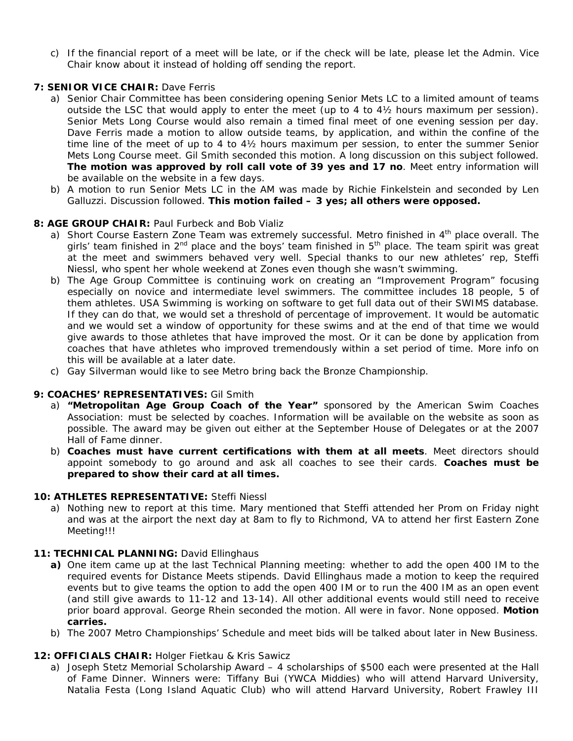c) If the financial report of a meet will be late, or if the check will be late, please let the Admin. Vice Chair know about it instead of holding off sending the report.

**7: SENIOR VICE CHAIR:** Dave Ferris

a) Senior Chair Committee has been considering opening Senior Mets LC to a limited amount of teams outside the LSC that would apply to enter the meet (up to 4 to 4½ hours maximum per session). Senior Mets Long Course would also remain a timed final meet of one evening session per day. Dave Ferris made a motion to allow outside teams, by application, and within the confine of the time line of the meet of up to 4 to 4½ hours maximum per session, to enter the summer Senior Mets Long Course meet. Gil Smith seconded this motion. A long discussion on this subject followed. **The motion was approved by roll call vote of 39 yes and 17 no**. Meet entry information will be available on the website in a few days.

b) A motion to run Senior Mets LC in the AM was made by Richie Finkelstein and seconded by Len Galluzzi. Discussion followed. **This motion failed – 3 yes; all others were opposed.**

**8: AGE GROUP CHAIR:** Paul Furbeck and Bob Vializ

a) Short Course Eastern Zone Team was extremely successful. Metro finished in 4th place overall. The girls' team finished in 2nd place and the boys' team finished in 5th place. The team spirit was great at the meet and swimmers behaved very well. Special thanks to our new athletes' rep, Steffi Niessl, who spent her whole weekend at Zones even though she wasn't swimming.

b) The Age Group Committee is continuing work on creating an "Improvement Program" focusing especially on novice and intermediate level swimmers. The committee includes 18 people, 5 of them athletes. USA Swimming is working on software to get full data out of their SWIMS database. If they can do that, we would set a threshold of percentage of improvement. It would be automatic and we would set a window of opportunity for these swims and at the end of that time we would give awards to those athletes that have improved the most. Or it can be done by application from coaches that have athletes who improved tremendously within a set period of time. More info on this will be available at a later date.

c) Gay Silverman would like to see Metro bring back the Bronze Championship.

**9: COACHES' REPRESENTATIVES:** Gil Smith

a) **"Metropolitan Age Group Coach of the Year"** sponsored by the American Swim Coaches Association: must be selected by coaches. Information will be available on the website as soon as possible. The award may be given out either at the September House of Delegates or at the 2007 Hall of Fame dinner.

b) **Coaches must have current certifications with them at all meets**. Meet directors should appoint somebody to go around and ask all coaches to see their cards. **Coaches must be prepared to show their card at all times.**

**10: ATHLETES REPRESENTATIVE:** Steffi Niessl

a) Nothing new to report at this time. Mary mentioned that Steffi attended her Prom on Friday night and was at the airport the next day at 8am to fly to Richmond, VA to attend her first Eastern Zone Meeting!!!

**11: TECHNICAL PLANNING:** David Ellinghaus

**a)** One item came up at the last Technical Planning meeting: whether to add the open 400 IM to the required events for Distance Meets stipends. David Ellinghaus made a motion to keep the required events but to give teams the option to add the open 400 IM or to run the 400 IM as an open event (and still give awards to 11-12 and 13-14). All other additional events would still need to receive prior board approval. George Rhein seconded the motion. All were in favor. None opposed. **Motion carries.**

b) The 2007 Metro Championships' Schedule and meet bids will be talked about later in New Business.

**12: OFFICIALS CHAIR:** Holger Fietkau & Kris Sawicz

a) Joseph Stetz Memorial Scholarship Award – 4 scholarships of $500 each were presented at the Hall of Fame Dinner. Winners were: Tiffany Bui (YWCA Middies) who will attend Harvard University, Natalia Festa (Long Island Aquatic Club) who will attend Harvard University, Robert Frawley III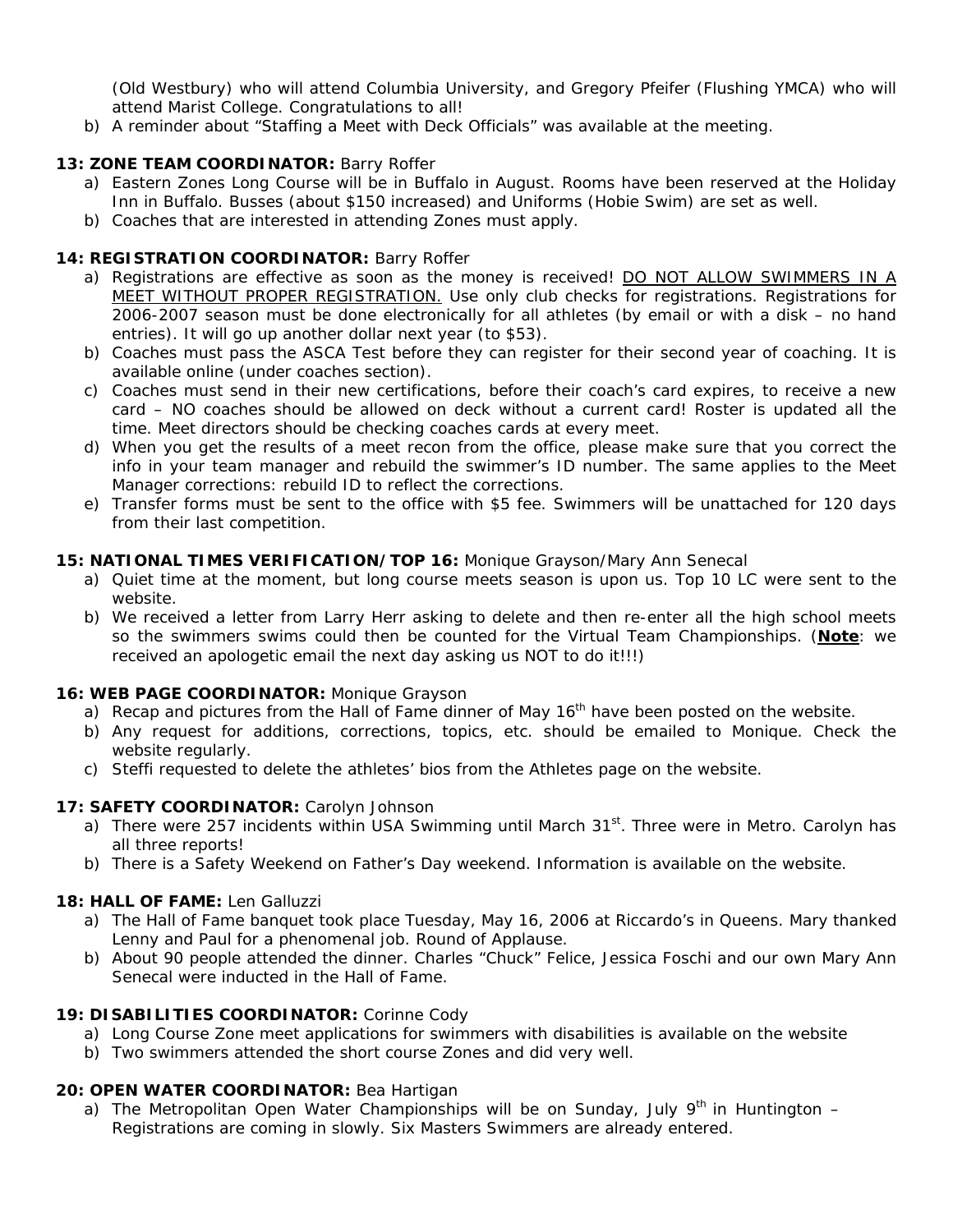(Old Westbury) who will attend Columbia University, and Gregory Pfeifer (Flushing YMCA) who will attend Marist College. Congratulations to all!

b) A reminder about "Staffing a Meet with Deck Officials" was available at the meeting.

**13: ZONE TEAM COORDINATOR:** Barry Roffer

a) Eastern Zones Long Course will be in Buffalo in August. Rooms have been reserved at the Holiday Inn in Buffalo. Busses (about $150 increased) and Uniforms (Hobie Swim) are set as well.
b) Coaches that are interested in attending Zones must apply.

**14: REGISTRATION COORDINATOR:** Barry Roffer

a) Registrations are effective as soon as the money is received! DO NOT ALLOW SWIMMERS IN A MEET WITHOUT PROPER REGISTRATION. Use only club checks for registrations. Registrations for 2006-2007 season must be done electronically for all athletes (by email or with a disk – no hand entries). It will go up another dollar next year (to $53).
b) Coaches must pass the ASCA Test before they can register for their second year of coaching. It is available online (under coaches section).
c) Coaches must send in their new certifications, before their coach's card expires, to receive a new card – NO coaches should be allowed on deck without a current card! Roster is updated all the time. Meet directors should be checking coaches cards at every meet.
d) When you get the results of a meet recon from the office, please make sure that you correct the info in your team manager and rebuild the swimmer's ID number. The same applies to the Meet Manager corrections: rebuild ID to reflect the corrections.
e) Transfer forms must be sent to the office with $5 fee. Swimmers will be unattached for 120 days from their last competition.

**15: NATIONAL TIMES VERIFICATION/TOP 16:** Monique Grayson/Mary Ann Senecal

a) Quiet time at the moment, but long course meets season is upon us. Top 10 LC were sent to the website.
b) We received a letter from Larry Herr asking to delete and then re-enter all the high school meets so the swimmers swims could then be counted for the Virtual Team Championships. (**Note**: we received an apologetic email the next day asking us NOT to do it!!!)

**16: WEB PAGE COORDINATOR:** Monique Grayson

a) Recap and pictures from the Hall of Fame dinner of May 16th have been posted on the website.
b) Any request for additions, corrections, topics, etc. should be emailed to Monique. Check the website regularly.
c) Steffi requested to delete the athletes' bios from the Athletes page on the website.

**17: SAFETY COORDINATOR:** Carolyn Johnson

a) There were 257 incidents within USA Swimming until March 31st. Three were in Metro. Carolyn has all three reports!
b) There is a Safety Weekend on Father's Day weekend. Information is available on the website.

**18: HALL OF FAME:** Len Galluzzi

a) The Hall of Fame banquet took place Tuesday, May 16, 2006 at Riccardo's in Queens. Mary thanked Lenny and Paul for a phenomenal job. Round of Applause.
b) About 90 people attended the dinner. Charles "Chuck" Felice, Jessica Foschi and our own Mary Ann Senecal were inducted in the Hall of Fame.

**19: DISABILITIES COORDINATOR:** Corinne Cody

a) Long Course Zone meet applications for swimmers with disabilities is available on the website
b) Two swimmers attended the short course Zones and did very well.

**20: OPEN WATER COORDINATOR:** Bea Hartigan

a) The Metropolitan Open Water Championships will be on Sunday, July 9th in Huntington – Registrations are coming in slowly. Six Masters Swimmers are already entered.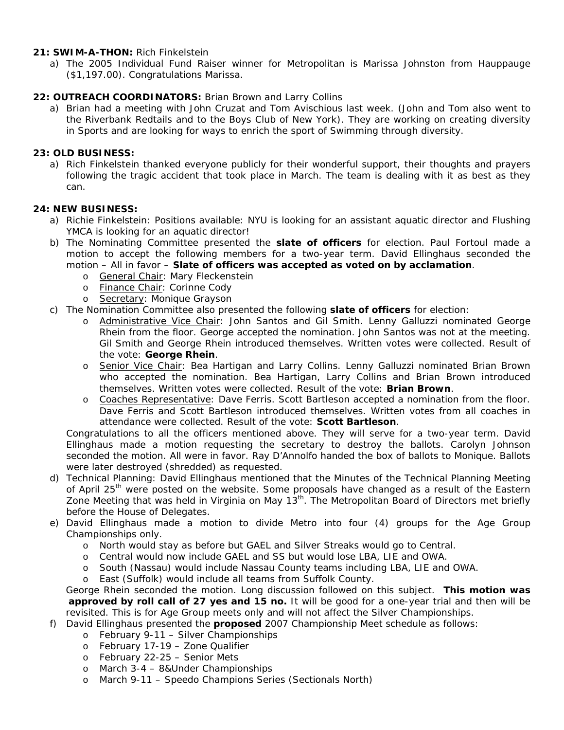**21: SWIM-A-THON:** Rich Finkelstein

a) The 2005 Individual Fund Raiser winner for Metropolitan is Marissa Johnston from Hauppauge ($1,197.00). Congratulations Marissa.

**22: OUTREACH COORDINATORS:** Brian Brown and Larry Collins

a) Brian had a meeting with John Cruzat and Tom Avischious last week. (John and Tom also went to the Riverbank Redtails and to the Boys Club of New York). They are working on creating diversity in Sports and are looking for ways to enrich the sport of Swimming through diversity.

**23: OLD BUSINESS:**

a) Rich Finkelstein thanked everyone publicly for their wonderful support, their thoughts and prayers following the tragic accident that took place in March. The team is dealing with it as best as they can.

**24: NEW BUSINESS:**

a) Richie Finkelstein: Positions available: NYU is looking for an assistant aquatic director and Flushing YMCA is looking for an aquatic director!

b) The Nominating Committee presented the **slate of officers** for election. Paul Fortoul made a motion to accept the following members for a two-year term. David Ellinghaus seconded the motion – All in favor – **Slate of officers was accepted as voted on by acclamation**.
   - General Chair: Mary Fleckenstein
   - Finance Chair: Corinne Cody
   - Secretary: Monique Grayson

c) The Nomination Committee also presented the following **slate of officers** for election:
   - Administrative Vice Chair: John Santos and Gil Smith. Lenny Galluzzi nominated George Rhein from the floor. George accepted the nomination. John Santos was not at the meeting. Gil Smith and George Rhein introduced themselves. Written votes were collected. Result of the vote: **George Rhein**.
   - Senior Vice Chair: Bea Hartigan and Larry Collins. Lenny Galluzzi nominated Brian Brown who accepted the nomination. Bea Hartigan, Larry Collins and Brian Brown introduced themselves. Written votes were collected. Result of the vote: **Brian Brown**.
   - Coaches Representative: Dave Ferris. Scott Bartleson accepted a nomination from the floor. Dave Ferris and Scott Bartleson introduced themselves. Written votes from all coaches in attendance were collected. Result of the vote: **Scott Bartleson**.

   Congratulations to all the officers mentioned above. They will serve for a two-year term. David Ellinghaus made a motion requesting the secretary to destroy the ballots. Carolyn Johnson seconded the motion. All were in favor. Ray D'Annolfo handed the box of ballots to Monique. Ballots were later destroyed (shredded) as requested.

d) Technical Planning: David Ellinghaus mentioned that the Minutes of the Technical Planning Meeting of April 25th were posted on the website. Some proposals have changed as a result of the Eastern Zone Meeting that was held in Virginia on May 13th. The Metropolitan Board of Directors met briefly before the House of Delegates.

e) David Ellinghaus made a motion to divide Metro into four (4) groups for the Age Group Championships only.
   - North would stay as before but GAEL and Silver Streaks would go to Central.
   - Central would now include GAEL and SS but would lose LBA, LIE and OWA.
   - South (Nassau) would include Nassau County teams including LBA, LIE and OWA.
   - East (Suffolk) would include all teams from Suffolk County.

   George Rhein seconded the motion. Long discussion followed on this subject. **This motion was approved by roll call of 27 yes and 15 no.** It will be good for a one-year trial and then will be revisited. This is for Age Group meets only and will not affect the Silver Championships.

f) David Ellinghaus presented the **proposed** 2007 Championship Meet schedule as follows:
   - February 9-11 – Silver Championships
   - February 17-19 – Zone Qualifier
   - February 22-25 – Senior Mets
   - March 3-4 – 8&Under Championships
   - March 9-11 – Speedo Champions Series (Sectionals North)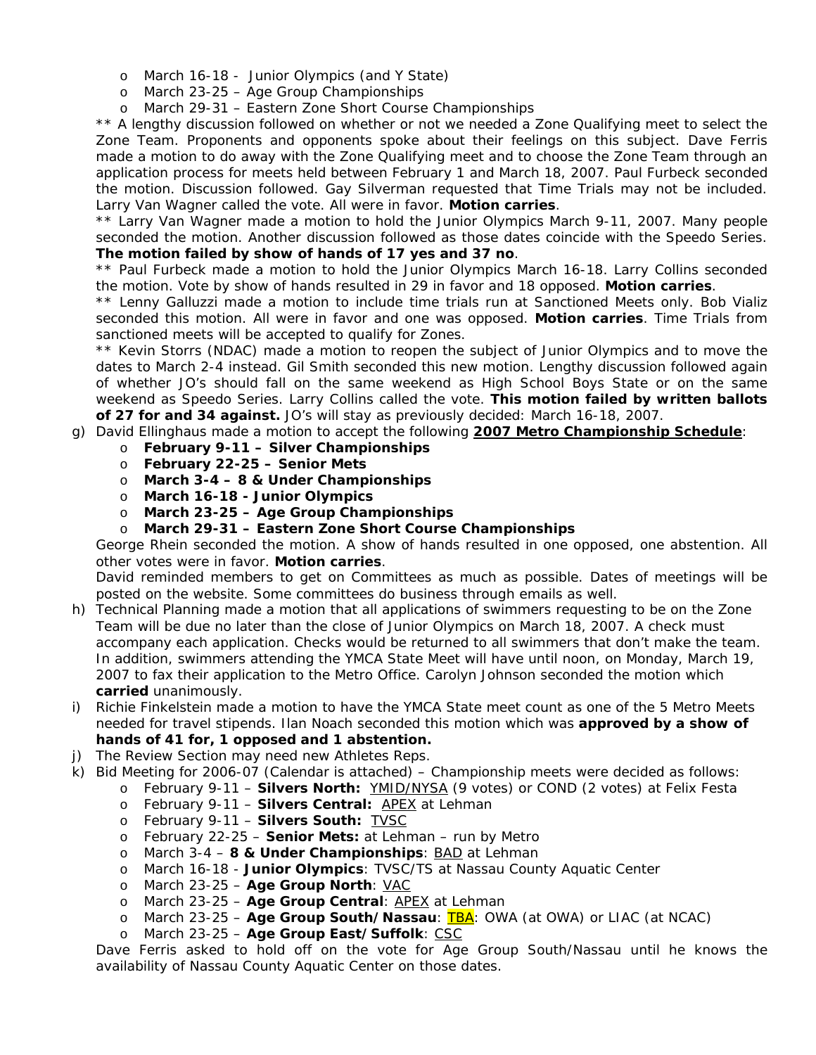- March 16-18 - Junior Olympics (and Y State)
- March 23-25 – Age Group Championships
- March 29-31 – Eastern Zone Short Course Championships

** A lengthy discussion followed on whether or not we needed a Zone Qualifying meet to select the Zone Team. Proponents and opponents spoke about their feelings on this subject. Dave Ferris made a motion to do away with the Zone Qualifying meet and to choose the Zone Team through an application process for meets held between February 1 and March 18, 2007. Paul Furbeck seconded the motion. Discussion followed. Gay Silverman requested that Time Trials may not be included. Larry Van Wagner called the vote. All were in favor. **Motion carries**.

** Larry Van Wagner made a motion to hold the Junior Olympics March 9-11, 2007. Many people seconded the motion. Another discussion followed as those dates coincide with the Speedo Series. **The motion failed by show of hands of 17 yes and 37 no**.

** Paul Furbeck made a motion to hold the Junior Olympics March 16-18. Larry Collins seconded the motion. Vote by show of hands resulted in 29 in favor and 18 opposed. **Motion carries**.

** Lenny Galluzzi made a motion to include time trials run at Sanctioned Meets only. Bob Vializ seconded this motion. All were in favor and one was opposed. **Motion carries**. Time Trials from sanctioned meets will be accepted to qualify for Zones.

** Kevin Storrs (NDAC) made a motion to reopen the subject of Junior Olympics and to move the dates to March 2-4 instead. Gil Smith seconded this new motion. Lengthy discussion followed again of whether JO's should fall on the same weekend as High School Boys State or on the same weekend as Speedo Series. Larry Collins called the vote. **This motion failed by written ballots of 27 for and 34 against.** JO's will stay as previously decided: March 16-18, 2007.

g) David Ellinghaus made a motion to accept the following **2007 Metro Championship Schedule**:
   - **February 9-11 – Silver Championships**
   - **February 22-25 – Senior Mets**
   - **March 3-4 – 8 & Under Championships**
   - **March 16-18 - Junior Olympics**
   - **March 23-25 – Age Group Championships**
   - **March 29-31 – Eastern Zone Short Course Championships**

   George Rhein seconded the motion. A show of hands resulted in one opposed, one abstention. All other votes were in favor. **Motion carries**.

   David reminded members to get on Committees as much as possible. Dates of meetings will be posted on the website. Some committees do business through emails as well.

h) Technical Planning made a motion that all applications of swimmers requesting to be on the Zone Team will be due no later than the close of Junior Olympics on March 18, 2007. A check must accompany each application. Checks would be returned to all swimmers that don't make the team. In addition, swimmers attending the YMCA State Meet will have until noon, on Monday, March 19, 2007 to fax their application to the Metro Office. Carolyn Johnson seconded the motion which **carried** unanimously.

i) Richie Finkelstein made a motion to have the YMCA State meet count as one of the 5 Metro Meets needed for travel stipends. Ilan Noach seconded this motion which was **approved by a show of hands of 41 for, 1 opposed and 1 abstention.**

j) The Review Section may need new Athletes Reps.

k) Bid Meeting for 2006-07 (Calendar is attached) – Championship meets were decided as follows:
   - February 9-11 – **Silvers North:** YMID/NYSA (9 votes) or COND (2 votes) at Felix Festa
   - February 9-11 – **Silvers Central:** APEX at Lehman
   - February 9-11 – **Silvers South:** TVSC
   - February 22-25 – **Senior Mets:** at Lehman – run by Metro
   - March 3-4 – **8 & Under Championships**: BAD at Lehman
   - March 16-18 - **Junior Olympics**: TVSC/TS at Nassau County Aquatic Center
   - March 23-25 – **Age Group North**: VAC
   - March 23-25 – **Age Group Central**: APEX at Lehman
   - March 23-25 – **Age Group South/Nassau**: TBA: OWA (at OWA) or LIAC (at NCAC)
   - March 23-25 – **Age Group East/Suffolk**: CSC

   Dave Ferris asked to hold off on the vote for Age Group South/Nassau until he knows the availability of Nassau County Aquatic Center on those dates.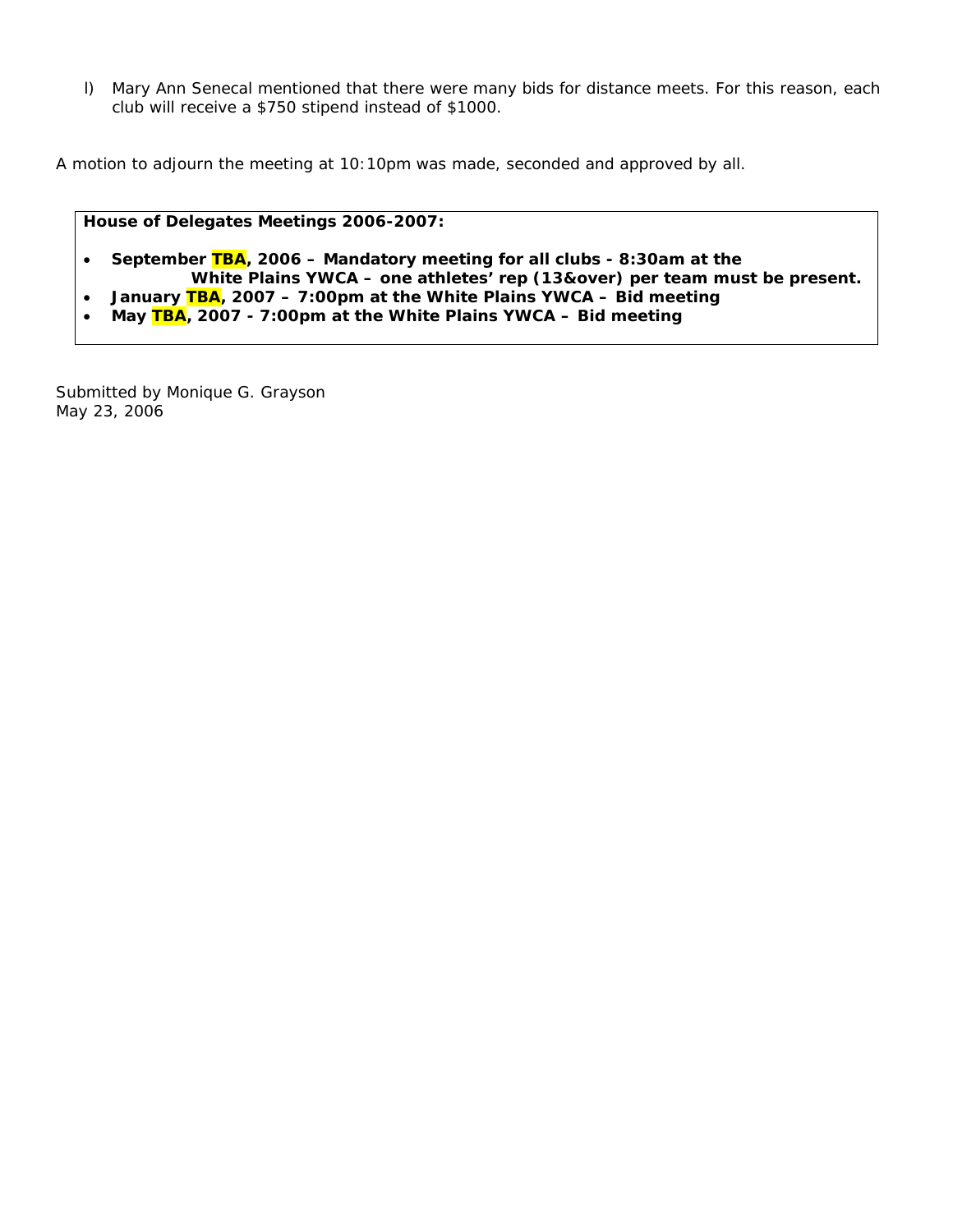l) Mary Ann Senecal mentioned that there were many bids for distance meets. For this reason, each club will receive a $750 stipend instead of $1000.

A motion to adjourn the meeting at 10:10pm was made, seconded and approved by all.

**House of Delegates Meetings 2006-2007:**

- **September TBA, 2006 – Mandatory meeting for all clubs - 8:30am at the White Plains YWCA – one athletes' rep (13&over) per team must be present.**
- **January TBA, 2007 – 7:00pm at the White Plains YWCA – Bid meeting**
- **May TBA, 2007 - 7:00pm at the White Plains YWCA – Bid meeting**

Submitted by Monique G. Grayson
May 23, 2006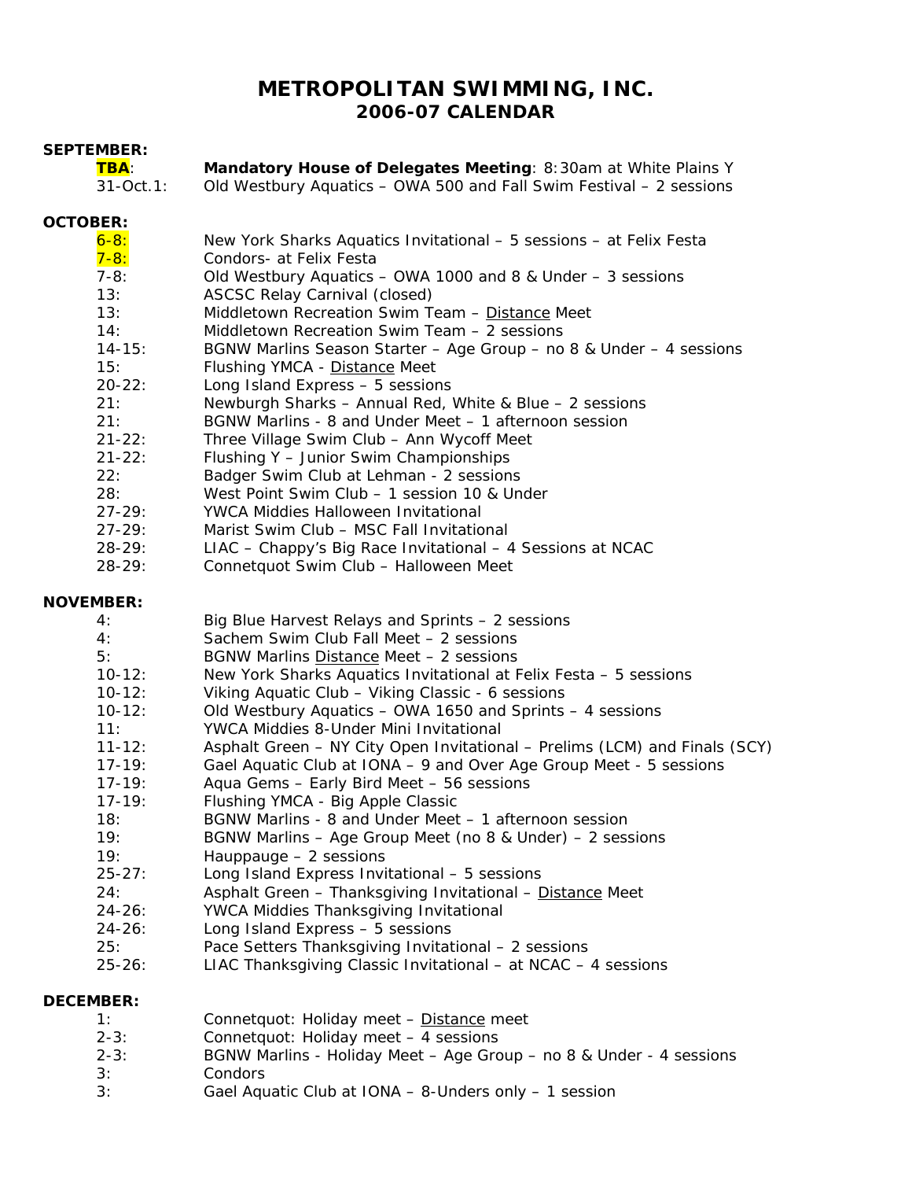# METROPOLITAN SWIMMING, INC.
## 2006-07 CALENDAR

**SEPTEMBER:**

| | |
|---|---|
| **TBA**: | **Mandatory House of Delegates Meeting**: 8:30am at White Plains Y |
| 31-Oct.1: | Old Westbury Aquatics – OWA 500 and Fall Swim Festival – 2 sessions |

**OCTOBER:**

| | |
|---|---|
| 6-8: | New York Sharks Aquatics Invitational – 5 sessions – at Felix Festa |
| 7-8: | Condors- at Felix Festa |
| 7-8: | Old Westbury Aquatics – OWA 1000 and 8 & Under – 3 sessions |
| 13: | ASCSC Relay Carnival (closed) |
| 13: | Middletown Recreation Swim Team – Distance Meet |
| 14: | Middletown Recreation Swim Team – 2 sessions |
| 14-15: | BGNW Marlins Season Starter – Age Group – no 8 & Under – 4 sessions |
| 15: | Flushing YMCA - Distance Meet |
| 20-22: | Long Island Express – 5 sessions |
| 21: | Newburgh Sharks – Annual Red, White & Blue – 2 sessions |
| 21: | BGNW Marlins - 8 and Under Meet – 1 afternoon session |
| 21-22: | Three Village Swim Club – Ann Wycoff Meet |
| 21-22: | Flushing Y – Junior Swim Championships |
| 22: | Badger Swim Club at Lehman - 2 sessions |
| 28: | West Point Swim Club – 1 session 10 & Under |
| 27-29: | YWCA Middies Halloween Invitational |
| 27-29: | Marist Swim Club – MSC Fall Invitational |
| 28-29: | LIAC – Chappy's Big Race Invitational – 4 Sessions at NCAC |
| 28-29: | Connetquot Swim Club – Halloween Meet |

**NOVEMBER:**

| | |
|---|---|
| 4: | Big Blue Harvest Relays and Sprints – 2 sessions |
| 4: | Sachem Swim Club Fall Meet – 2 sessions |
| 5: | BGNW Marlins Distance Meet – 2 sessions |
| 10-12: | New York Sharks Aquatics Invitational at Felix Festa – 5 sessions |
| 10-12: | Viking Aquatic Club – Viking Classic - 6 sessions |
| 10-12: | Old Westbury Aquatics – OWA 1650 and Sprints – 4 sessions |
| 11: | YWCA Middies 8-Under Mini Invitational |
| 11-12: | Asphalt Green – NY City Open Invitational – Prelims (LCM) and Finals (SCY) |
| 17-19: | Gael Aquatic Club at IONA – 9 and Over Age Group Meet - 5 sessions |
| 17-19: | Aqua Gems – Early Bird Meet – 56 sessions |
| 17-19: | Flushing YMCA - Big Apple Classic |
| 18: | BGNW Marlins - 8 and Under Meet – 1 afternoon session |
| 19: | BGNW Marlins – Age Group Meet (no 8 & Under) – 2 sessions |
| 19: | Hauppauge – 2 sessions |
| 25-27: | Long Island Express Invitational – 5 sessions |
| 24: | Asphalt Green – Thanksgiving Invitational – Distance Meet |
| 24-26: | YWCA Middies Thanksgiving Invitational |
| 24-26: | Long Island Express – 5 sessions |
| 25: | Pace Setters Thanksgiving Invitational – 2 sessions |
| 25-26: | LIAC Thanksgiving Classic Invitational – at NCAC – 4 sessions |

**DECEMBER:**

| | |
|---|---|
| 1: | Connetquot: Holiday meet – Distance meet |
| 2-3: | Connetquot: Holiday meet – 4 sessions |
| 2-3: | BGNW Marlins - Holiday Meet – Age Group – no 8 & Under - 4 sessions |
| 3: | Condors |
| 3: | Gael Aquatic Club at IONA – 8-Unders only – 1 session |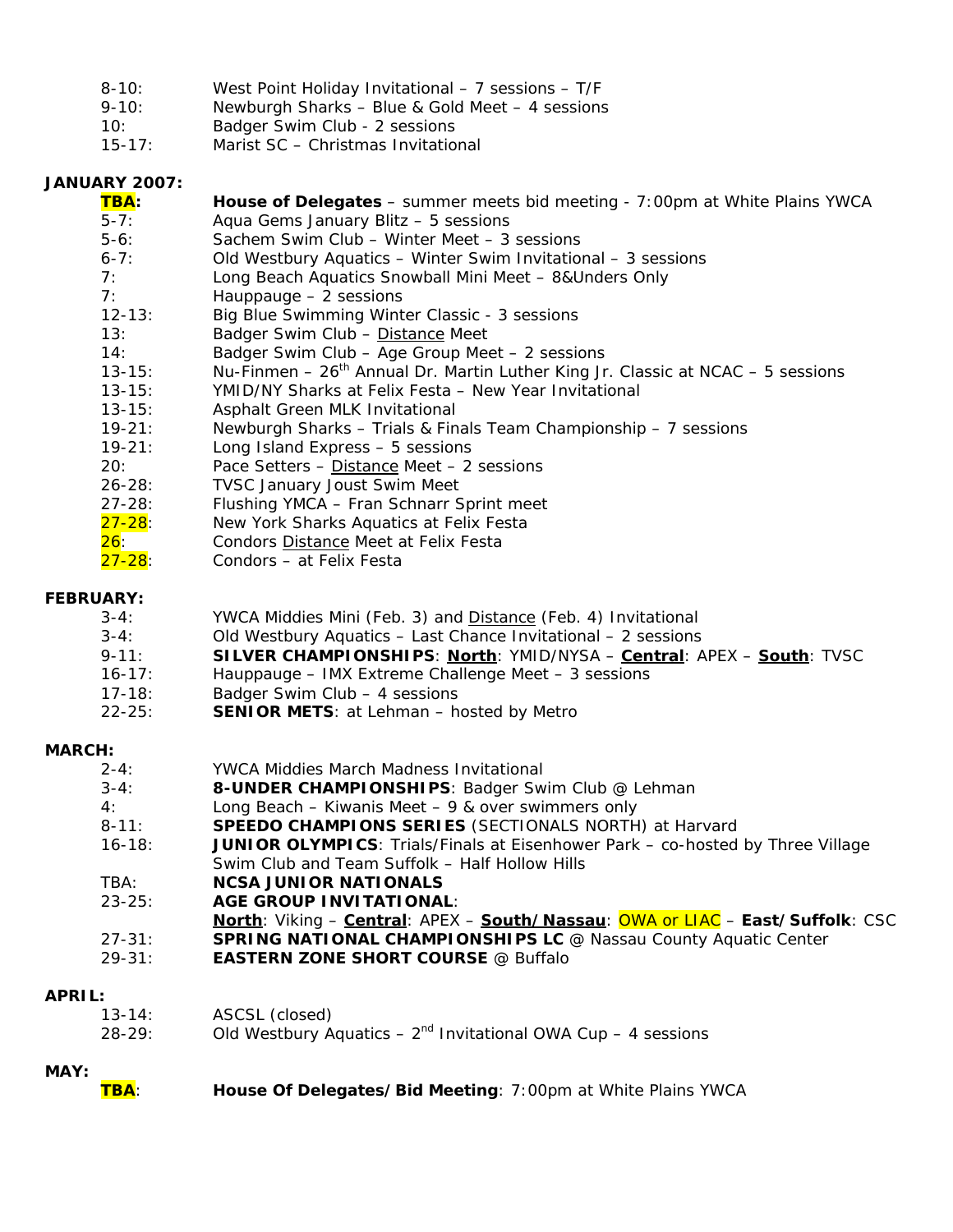8-10: West Point Holiday Invitational – 7 sessions – T/F
9-10: Newburgh Sharks – Blue & Gold Meet – 4 sessions
10: Badger Swim Club - 2 sessions
15-17: Marist SC – Christmas Invitational

**JANUARY 2007:**

**TBA**: **House of Delegates** – summer meets bid meeting - 7:00pm at White Plains YWCA
5-7: Aqua Gems January Blitz – 5 sessions
5-6: Sachem Swim Club – Winter Meet – 3 sessions
6-7: Old Westbury Aquatics – Winter Swim Invitational – 3 sessions
7: Long Beach Aquatics Snowball Mini Meet – 8&Unders Only
7: Hauppauge – 2 sessions
12-13: Big Blue Swimming Winter Classic - 3 sessions
13: Badger Swim Club – Distance Meet
14: Badger Swim Club – Age Group Meet – 2 sessions
13-15: Nu-Finmen – 26th Annual Dr. Martin Luther King Jr. Classic at NCAC – 5 sessions
13-15: YMID/NY Sharks at Felix Festa – New Year Invitational
13-15: Asphalt Green MLK Invitational
19-21: Newburgh Sharks – Trials & Finals Team Championship – 7 sessions
19-21: Long Island Express – 5 sessions
20: Pace Setters – Distance Meet – 2 sessions
26-28: TVSC January Joust Swim Meet
27-28: Flushing YMCA – Fran Schnarr Sprint meet
27-28: New York Sharks Aquatics at Felix Festa
26: Condors Distance Meet at Felix Festa
27-28: Condors – at Felix Festa

**FEBRUARY:**

3-4: YWCA Middies Mini (Feb. 3) and Distance (Feb. 4) Invitational
3-4: Old Westbury Aquatics – Last Chance Invitational – 2 sessions
9-11: **SILVER CHAMPIONSHIPS**: **North**: YMID/NYSA – **Central**: APEX – **South**: TVSC
16-17: Hauppauge – IMX Extreme Challenge Meet – 3 sessions
17-18: Badger Swim Club – 4 sessions
22-25: **SENIOR METS**: at Lehman – hosted by Metro

**MARCH:**

2-4: YWCA Middies March Madness Invitational
3-4: **8-UNDER CHAMPIONSHIPS**: Badger Swim Club @ Lehman
4: Long Beach – Kiwanis Meet – 9 & over swimmers only
8-11: **SPEEDO CHAMPIONS SERIES** (SECTIONALS NORTH) at Harvard
16-18: **JUNIOR OLYMPICS**: Trials/Finals at Eisenhower Park – co-hosted by Three Village Swim Club and Team Suffolk – Half Hollow Hills
TBA: **NCSA JUNIOR NATIONALS**
23-25: **AGE GROUP INVITATIONAL**:
**North**: Viking – **Central**: APEX – **South/Nassau**: OWA or LIAC – **East/Suffolk**: CSC
27-31: **SPRING NATIONAL CHAMPIONSHIPS LC** @ Nassau County Aquatic Center
29-31: **EASTERN ZONE SHORT COURSE** @ Buffalo

**APRIL:**

13-14: ASCSL (closed)
28-29: Old Westbury Aquatics – 2nd Invitational OWA Cup – 4 sessions

**MAY:**

**TBA**: **House Of Delegates/Bid Meeting**: 7:00pm at White Plains YWCA